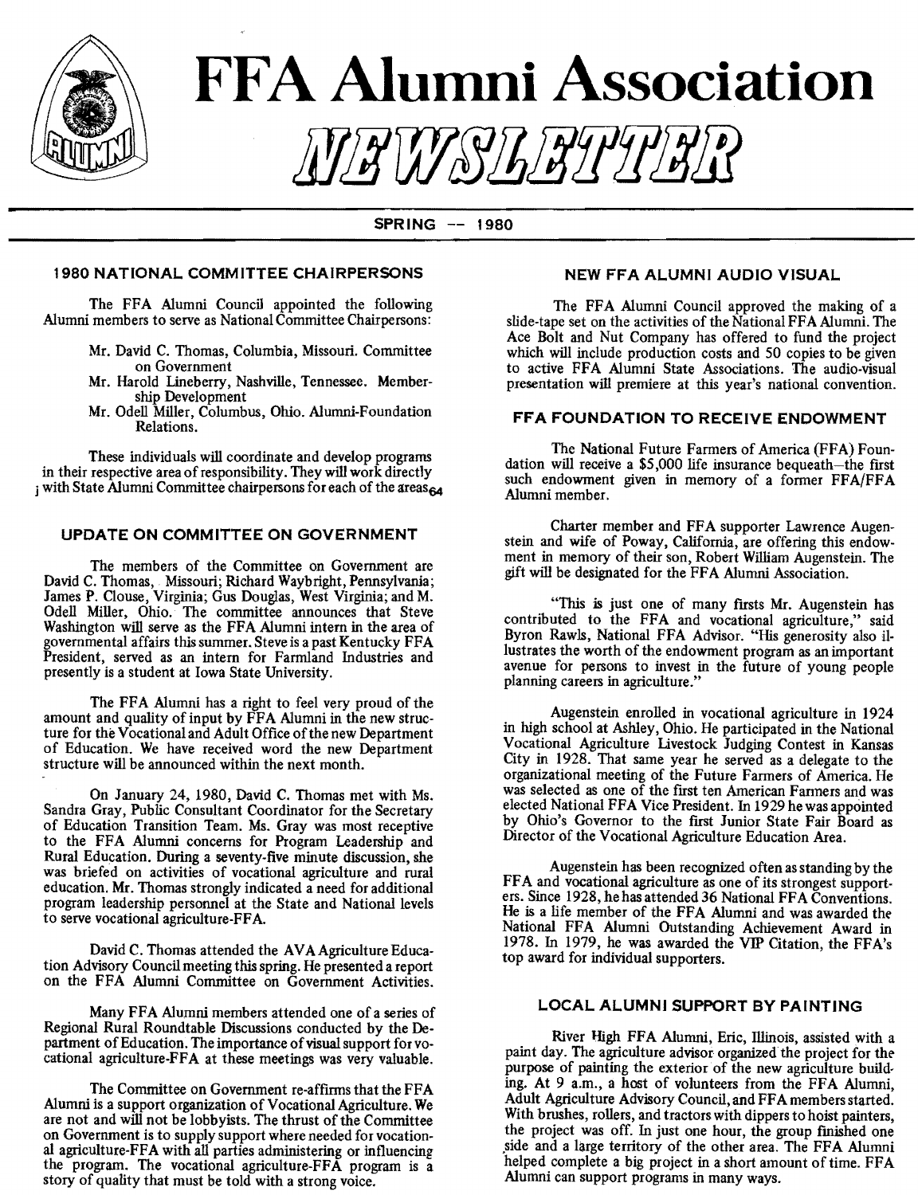# FFA Alumni Association NEWSLETTER

SPRING -- 1980

## 1980 NATIONAL COMMITTEE CHAIRPERSONS

The FFA Alumni Council appointed the following Alumni members to serve as National Committee Chairpersons:

- Mr. David C. Thomas, Columbia, Missouri. Committee on Government
- Mr. Harold Lineberry, Nashville, Tennessee. Membership Development
- Mr. Odell Miller, Columbus, Ohio. Alumni-Foundation Relations.

These individuals will coordinate and develop programs in their respective area of responsibility. They will work directly with State Alumni Committee chairpersons for each of the areas.

## UPDATE ON COMMITTEE ON GOVERNMENT

The members of the Committee on Government are David C. Thomas, Missouri; Richard Waybright, Pennsylvania; James P. Clouse, Virginia; Gus Douglas, West Virginia; and M. Odell Miller, Ohio. The committee announces that Steve Washington will serve as the FFA Alumni intern in the area of governmental affairs this summer. Steve is a past Kentucky FFA President, served as an intern for Farmland Industries and presently is a student at Iowa State University.

The FFA Alumni has a right to feel very proud of the amount and quality of input by FFA Alumni in the new structure for the Vocational and Adult Office of the new Department of Education. We have received word the new Department structure will be announced within the next month.

On January 24, 1980, David C. Thomas met with Ms. Sandra Gray, Public Consultant Coordinator for the Secretary of Education Transition Team. Ms. Gray was most receptive to the FFA Alumni concerns for Program Leadership and Rural Education. During a seventy-five minute discussion, she was briefed on activities of vocational agriculture and rural education. Mr. Thomas strongly indicated a need for additional program leadership personnel at the State and National levels to serve vocational agriculture-FFA.

David C. Thomas attended the AVA Agriculture Education Advisory Council meeting this spring. He presented a report on the FFA Alumni Committee on Government Activities.

Many FFA Alumni members attended one of a series of Regional Rural Roundtable Discussions conducted by the Department of Education. The importance of visual support for vocational agriculture-FFA at these meetings was very valuable.

The Committee on Government re-affirms that the FFA Alumni is a support organization of Vocational Agriculture. We are not and will not be lobbyists. The thrust of the Committee on Government is to supply support where needed for vocational agriculture-FFA with all parties administering or influencing the program. The vocational agriculture-FFA program is a story of quality that must be told with a strong voice.

## NEW FFA ALUMNI AUDIO VISUAL

The FFA Alumni Council approved the making of a slide-tape set on the activities of the National FFA Alumni. The Ace Bolt and Nut Company has offered to fund the project which will include production costs and 50 copies to be given to active FFA Alumni State Associations. The audio-visual presentation will premiere at this year's national convention.

## FFA FOUNDATION TO RECEIVE ENDOWMENT

The National Future Farmers of America (FFA) Foundation will receive a $5,000 life insurance bequeath–the first such endowment given in memory of a former FFA/FFA Alumni member.

Charter member and FFA supporter Lawrence Augenstein and wife of Poway, California, are offering this endowment in memory of their son, Robert William Augenstein. The gift will be designated for the FFA Alumni Association.

"This is just one of many firsts Mr. Augenstein has contributed to the FFA and vocational agriculture," said Byron Rawls, National FFA Advisor. "His generosity also illustrates the worth of the endowment program as an important avenue for persons to invest in the future of young people planning careers in agriculture."

Augenstein enrolled in vocational agriculture in 1924 in high school at Ashley, Ohio. He participated in the National Vocational Agriculture Livestock Judging Contest in Kansas City in 1928. That same year he served as a delegate to the organizational meeting of the Future Farmers of America. He was selected as one of the first ten American Farmers and was elected National FFA Vice President. In 1929 he was appointed by Ohio's Governor to the first Junior State Fair Board as Director of the Vocational Agriculture Education Area.

Augenstein has been recognized often as standing by the FFA and vocational agriculture as one of its strongest supporters. Since 1928, he has attended 36 National FFA Conventions. He is a life member of the FFA Alumni and was awarded the National FFA Alumni Outstanding Achievement Award in 1978. In 1979, he was awarded the VIP Citation, the FFA's top award for individual supporters.

## LOCAL ALUMNI SUPPORT BY PAINTING

River High FFA Alumni, Eric, Illinois, assisted with a paint day. The agriculture advisor organized the project for the purpose of painting the exterior of the new agriculture building. At 9 a.m., a host of volunteers from the FFA Alumni, Adult Agriculture Advisory Council, and FFA members started. With brushes, rollers, and tractors with dippers to hoist painters, the project was off. In just one hour, the group finished one side and a large territory of the other area. The FFA Alumni helped complete a big project in a short amount of time. FFA Alumni can support programs in many ways.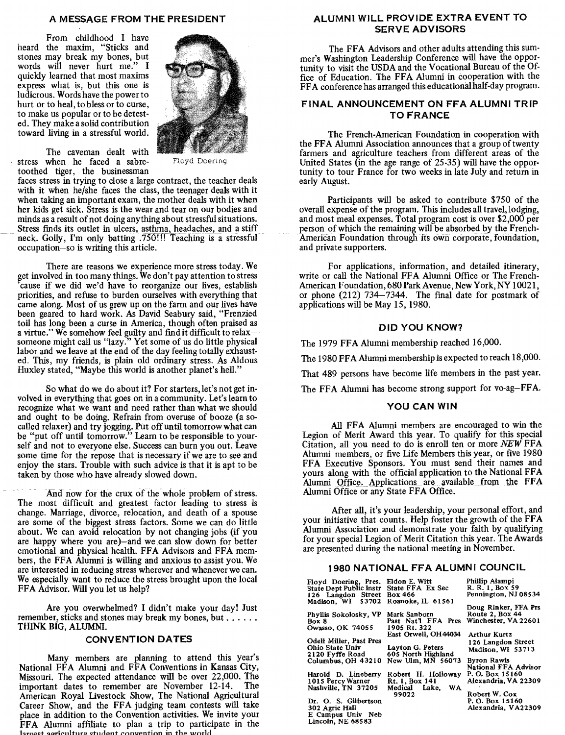## A MESSAGE FROM THE PRESIDENT

From childhood I have heard the maxim, "Sticks and stones may break my bones, but words will never hurt me." I quickly learned that most maxims express what is, but this one is ludicrous. Words have the power to hurt or to heal, to bless or to curse, to make us popular or to be detested. They make a solid contribution toward living in a stressful world.

Floyd Doering

The caveman dealt with stress when he faced a sabre-toothed tiger, the businessman faces stress in trying to close a large contract, the teacher deals with it when he/she faces the class, the teenager deals with it when taking an important exam, the mother deals with it when her kids get sick. Stress is the wear and tear on our bodies and minds as a result of not doing anything about stressful situations. Stress finds its outlet in ulcers, asthma, headaches, and a stiff neck. Golly, I'm only batting .750!!! Teaching is a stressful occupation–so is writing this article.

There are reasons we experience more stress today. We get involved in too many things. We don't pay attention to stress 'cause if we did we'd have to reorganize our lives, establish priorities, and refuse to burden ourselves with everything that came along. Most of us grew up on the farm and our lives have been geared to hard work. As David Seabury said, "Frenzied toil has long been a curse in America, though often praised as a virtue." We somehow feel guilty and find it difficult to relax–someone might call us "lazy." Yet some of us do little physical labor and we leave at the end of the day feeling totally exhausted. This, my friends, is plain old ordinary stress. As Aldous Huxley stated, "Maybe this world is another planet's hell."

So what do we do about it? For starters, let's not get involved in everything that goes on in a community. Let's learn to recognize what we want and need rather than what we should and ought to be doing. Refrain from overuse of booze (a so-called relaxer) and try jogging. Put off until tomorrow what can be "put off until tomorrow." Learn to be responsible to yourself and not to everyone else. Success can burn you out. Leave some time for the repose that is necessary if we are to see and enjoy the stars. Trouble with such advice is that it is apt to be taken by those who have already slowed down.

And now for the crux of the whole problem of stress. The most difficult and greatest factor leading to stress is change. Marriage, divorce, relocation, and death of a spouse are some of the biggest stress factors. Some we can do little about. We can avoid relocation by not changing jobs (if you are happy where you are)–and we can slow down for better emotional and physical health. FFA Advisors and FFA members, the FFA Alumni is willing and anxious to assist you. We are interested in reducing stress wherever and whenever we can. We especially want to reduce the stress brought upon the local FFA Advisor. Will you let us help?

Are you overwhelmed? I didn't make your day! Just remember, sticks and stones may break my bones, but . . . . . .
THINK BIG, ALUMNI.

## CONVENTION DATES

Many members are planning to attend this year's National FFA Alumni and FFA Conventions in Kansas City, Missouri. The expected attendance will be over 22,000. The important dates to remember are November 12-14. The American Royal Livestock Show, The National Agricultural Career Show, and the FFA judging team contests will take place in addition to the Convention activities. We invite your FFA Alumni affiliate to plan a trip to participate in the largest agriculture student convention in the world.

## ALUMNI WILL PROVIDE EXTRA EVENT TO SERVE ADVISORS

The FFA Advisors and other adults attending this summer's Washington Leadership Conference will have the opportunity to visit the USDA and the Vocational Bureau of the Office of Education. The FFA Alumni in cooperation with the FFA conference has arranged this educational half-day program.

## FINAL ANNOUNCEMENT ON FFA ALUMNI TRIP TO FRANCE

The French-American Foundation in cooperation with the FFA Alumni Association announces that a group of twenty farmers and agriculture teachers from different areas of the United States (in the age range of 25-35) will have the opportunity to tour France for two weeks in late July and return in early August.

Participants will be asked to contribute $750 of the overall expense of the program. This includes all travel, lodging, and most meal expenses. Total program cost is over $2,000 per person of which the remaining will be absorbed by the French-American Foundation through its own corporate, foundation, and private supporters.

For applications, information, and detailed itinerary, write or call the National FFA Alumni Office or The French-American Foundation, 680 Park Avenue, New York, NY 10021, or phone (212) 734–7344. The final date for postmark of applications will be May 15, 1980.

## DID YOU KNOW?

The 1979 FFA Alumni membership reached 16,000.

The 1980 FFA Alumni membership is expected to reach 18,000.

That 489 persons have become life members in the past year.

The FFA Alumni has become strong support for vo-ag–FFA.

## YOU CAN WIN

All FFA Alumni members are encouraged to win the Legion of Merit Award this year. To qualify for this special Citation, all you need to do is enroll ten or more *NEW* FFA Alumni members, or five Life Members this year, or five 1980 FFA Executive Sponsors. You must send their names and yours along with the official application to the National FFA Alumni Office. Applications are available from the FFA Alumni Office or any State FFA Office.

After all, it's your leadership, your personal effort, and your initiative that counts. Help foster the growth of the FFA Alumni Association and demonstrate your faith by qualifying for your special Legion of Merit Citation this year. The Awards are presented during the national meeting in November.

## 1980 NATIONAL FFA ALUMNI COUNCIL

Floyd Doering, Pres.
State Dept Public Instr
126 Langdon Street
Madison, WI 53702

Phyllis Sokolosky, VP
Box 8
Owasso, OK 74055

Odell Miller, Past Pres
Ohio State Univ
2120 Fyffe Road
Columbus, OH 43210

Harold D. Lineberry
1015 Percy Warner
Nashville, TN 37205

Dr. O. S. Gilbertson
302 Agric Hall
E Campus Univ Neb
Lincoln, NE 68583

Eldon E. Witt
State FFA Ex Sec
Box 466
Roanoke, IL 61561

Mark Sanborn
Past Nat'l FFA Pres
1905 Rt. 322
East Orwell, OH 44034

Layton G. Peters
605 North Highland
New Ulm, MN 56073

Robert H. Holloway
Rt. 1, Box 141
Medical Lake, WA 99022

Phillip Alampi
R. R. 1, Box 59
Pennington, NJ 08534

Doug Rinker, FFA Prs
Route 2, Box 44
Winchester, VA 22601

Arthur Kurtz
126 Langdon Street
Madison, WI 53713

Byron Rawls
National FFA Advisor
P. O. Box 15160
Alexandria, VA 22309

Robert W. Cox
P. O. Box 15160
Alexandria, VA 22309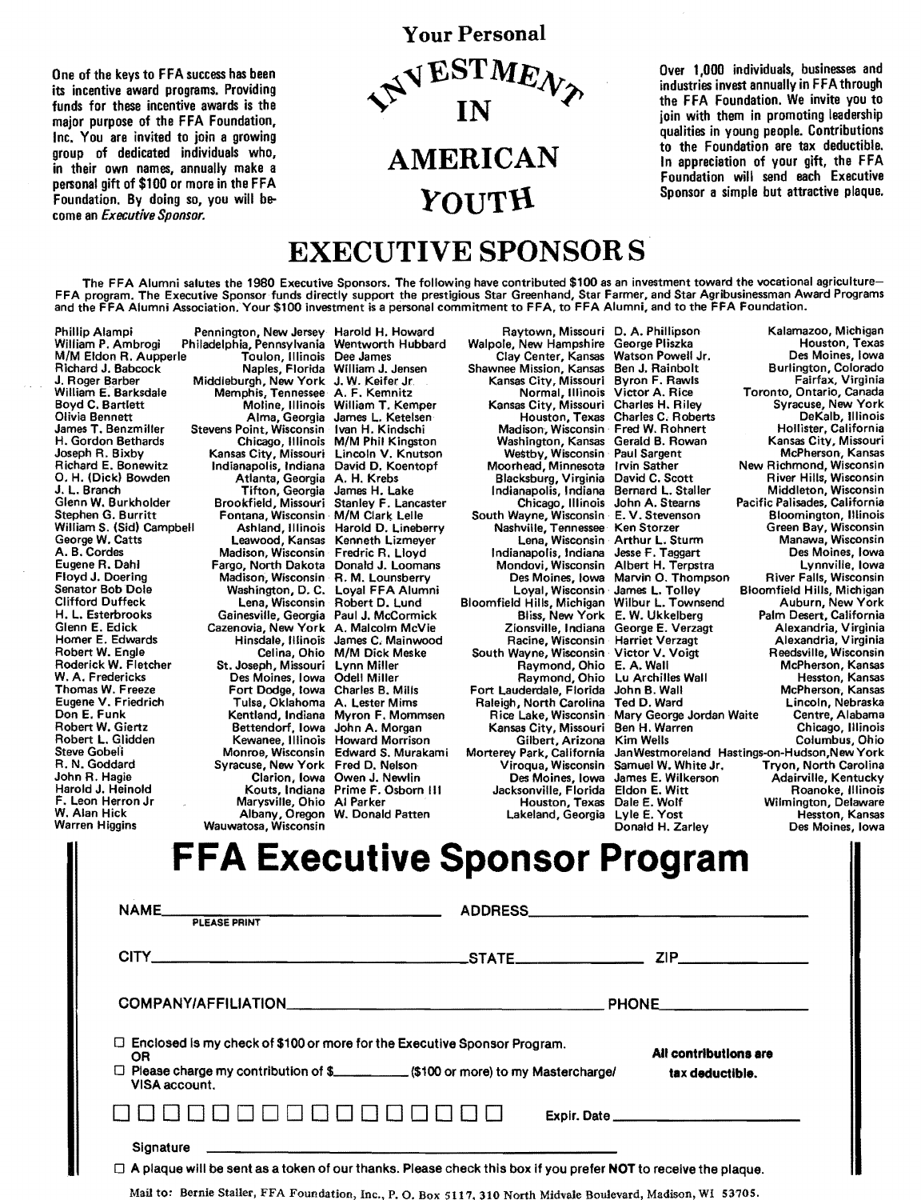One of the keys to FFA success has been its incentive award programs. Providing funds for these incentive awards is the major purpose of the FFA Foundation, Inc. You are invited to join a growing group of dedicated individuals who, in their own names, annually make a personal gift of $100 or more in the FFA Foundation. By doing so, you will become an *Executive Sponsor.*

# Your Personal INVESTMENT IN AMERICAN YOUTH

Over 1,000 individuals, businesses and industries invest annually in FFA through the FFA Foundation. We invite you to join with them in promoting leadership qualities in young people. Contributions to the Foundation are tax deductible. In appreciation of your gift, the FFA Foundation will send each Executive Sponsor a simple but attractive plaque.

## EXECUTIVE SPONSORS

The FFA Alumni salutes the 1980 Executive Sponsors. The following have contributed $100 as an investment toward the vocational agriculture—FFA program. The Executive Sponsor funds directly support the prestigious Star Greenhand, Star Farmer, and Star Agribusinessman Award Programs and the FFA Alumni Association. Your $100 investment is a personal commitment to FFA, to FFA Alumni, and to the FFA Foundation.

| Name | Location |
|---|---|
| Phillip Alampi | Pennington, New Jersey |
| William P. Ambrogi | Philadelphia, Pennsylvania |
| M/M Eldon R. Aupperle | Toulon, Illinois |
| Richard J. Babcock | Naples, Florida |
| J. Roger Barber | Middleburgh, New York |
| William E. Barksdale | Memphis, Tennessee |
| Boyd C. Bartlett | Moline, Illinois |
| Olivia Bennett | Alma, Georgia |
| James T. Benzmiller | Stevens Point, Wisconsin |
| H. Gordon Bethards | Chicago, Illinois |
| Joseph R. Bixby | Kansas City, Missouri |
| Richard E. Bonewitz | Indianapolis, Indiana |
| O. H. (Dick) Bowden | Atlanta, Georgia |
| J. L. Branch | Tifton, Georgia |
| Glenn W. Burkholder | Brookfield, Missouri |
| Stephen G. Burritt | Fontana, Wisconsin |
| William S. (Sid) Campbell | Ashland, Illinois |
| George W. Catts | Leawood, Kansas |
| A. B. Cordes | Madison, Wisconsin |
| Eugene R. Dahl | Fargo, North Dakota |
| Floyd J. Doering | Madison, Wisconsin |
| Senator Bob Dole | Washington, D. C. |
| Clifford Duffeck | Lena, Wisconsin |
| H. L. Esterbrooks | Gainesville, Georgia |
| Glenn E. Edick | Cazenovia, New York |
| Homer E. Edwards | Hinsdale, Illinois |
| Robert W. Engle | Celina, Ohio |
| Roderick W. Fletcher | St. Joseph, Missouri |
| W. A. Fredericks | Des Moines, Iowa |
| Thomas W. Freeze | Fort Dodge, Iowa |
| Eugene V. Friedrich | Tulsa, Oklahoma |
| Don E. Funk | Kentland, Indiana |
| Robert W. Giertz | Bettendorf, Iowa |
| Robert L. Glidden | Kewanee, Illinois |
| Steve Gobeli | Monroe, Wisconsin |
| R. N. Goddard | Syracuse, New York |
| John R. Hagie | Clarion, Iowa |
| Harold J. Heinold | Kouts, Indiana |
| F. Leon Herron Jr | Marysville, Ohio |
| W. Alan Hick | Albany, Oregon |
| Warren Higgins | Wauwatosa, Wisconsin |
| Harold H. Howard | Raytown, Missouri |
| Wentworth Hubbard | Walpole, New Hampshire |
| Dee James | Clay Center, Kansas |
| William J. Jensen | Shawnee Mission, Kansas |
| J. W. Keifer Jr | Kansas City, Missouri |
| A. F. Kemnitz | Normal, Illinois |
| William T. Kemper | Kansas City, Missouri |
| James L. Ketelsen | Houston, Texas |
| Ivan H. Kindschi | Madison, Wisconsin |
| M/M Phil Kingston | Washington, Kansas |
| Lincoln V. Knutson | Westby, Wisconsin |
| David D. Koentopf | Moorhead, Minnesota |
| A. H. Krebs | Blacksburg, Virginia |
| James H. Lake | Indianapolis, Indiana |
| Stanley F. Lancaster | Chicago, Illinois |
| M/M Clark Lelle | South Wayne, Wisconsin |
| Harold D. Lineberry | Nashville, Tennessee |
| Kenneth Lizmeyer | Lena, Wisconsin |
| Fredric R. Lloyd | Indianapolis, Indiana |
| Donald J. Loomans | Mondovi, Wisconsin |
| R. M. Lounsberry | Des Moines, Iowa |
| Loyal FFA Alumni | Loyal, Wisconsin |
| Robert D. Lund | Bloomfield Hills, Michigan |
| Paul J. McCormick | Bliss, New York |
| A. Malcolm McVie | Zionsville, Indiana |
| James C. Mainwood | Racine, Wisconsin |
| M/M Dick Meske | South Wayne, Wisconsin |
| Lynn Miller | Raymond, Ohio |
| Odell Miller | Raymond, Ohio |
| Charles B. Mills | Fort Lauderdale, Florida |
| A. Lester Mims | Raleigh, North Carolina |
| Myron F. Mommsen | Rice Lake, Wisconsin |
| John A. Morgan | Kansas City, Missouri |
| Howard Morrison | Gilbert, Arizona |
| Edward S. Murakami | Morterey Park, California |
| Fred D. Nelson | Viroqua, Wisconsin |
| Owen J. Newlin | Des Moines, Iowa |
| Prime F. Osborn III | Jacksonville, Florida |
| Al Parker | Houston, Texas |
| W. Donald Patten | Lakeland, Georgia |
| D. A. Phillipson | Kalamazoo, Michigan |
| George Pliszka | Houston, Texas |
| Watson Powell Jr. | Des Moines, Iowa |
| Ben J. Rainbolt | Burlington, Colorado |
| Byron F. Rawls | Fairfax, Virginia |
| Victor A. Rice | Toronto, Ontario, Canada |
| Charles H. Riley | Syracuse, New York |
| Charles C. Roberts | DeKalb, Illinois |
| Fred W. Rohnert | Hollister, California |
| Gerald B. Rowan | Kansas City, Missouri |
| Paul Sargent | McPherson, Kansas |
| Irvin Sather | New Richmond, Wisconsin |
| David C. Scott | River Hills, Wisconsin |
| Bernard L. Staller | Middleton, Wisconsin |
| John A. Stearns | Pacific Palisades, California |
| E. V. Stevenson | Bloomington, Illinois |
| Ken Storzer | Green Bay, Wisconsin |
| Arthur L. Sturm | Manawa, Wisconsin |
| Jesse F. Taggart | Des Moines, Iowa |
| Albert H. Terpstra | Lynnville, Iowa |
| Marvin O. Thompson | River Falls, Wisconsin |
| James L. Tolley | Bloomfield Hills, Michigan |
| Wilbur L. Townsend | Auburn, New York |
| E. W. Ukkelberg | Palm Desert, California |
| George E. Verzagt | Alexandria, Virginia |
| Harriet Verzagt | Alexandria, Virginia |
| Victor V. Voigt | Reedsville, Wisconsin |
| E. A. Wall | McPherson, Kansas |
| Lu Archilles Wall | Hesston, Kansas |
| John B. Wall | McPherson, Kansas |
| Ted D. Ward | Lincoln, Nebraska |
| Mary George Jordan Waite | Centre, Alabama |
| Ben H. Warren | Chicago, Illinois |
| Kim Wells | Columbus, Ohio |
| JanWestmoreland | Hastings-on-Hudson,New York |
| Samuel W. White Jr. | Tryon, North Carolina |
| James E. Wilkerson | Adairville, Kentucky |
| Eldon E. Witt | Roanoke, Illinois |
| Dale E. Wolf | Wilmington, Delaware |
| Lyle E. Yost | Hesston, Kansas |
| Donald H. Zarley | Des Moines, Iowa |

# FFA Executive Sponsor Program

NAME ______________________ ADDRESS ______________________
PLEASE PRINT

CITY ______________________ STATE __________ ZIP __________

COMPANY/AFFILIATION ______________________ PHONE __________

☐ Enclosed is my check of $100 or more for the Executive Sponsor Program.
OR
☐ Please charge my contribution of $________ ($100 or more) to my Mastercharge/ VISA account.

**All contributions are tax deductible.**

☐☐☐☐☐☐☐☐☐☐☐☐☐☐☐☐ Expir. Date ______________

Signature ______________________

☐ A plaque will be sent as a token of our thanks. Please check this box if you prefer **NOT** to receive the plaque.

Mail to: Bernie Staller, FFA Foundation, Inc., P. O. Box 5117, 310 North Midvale Boulevard, Madison, WI 53705.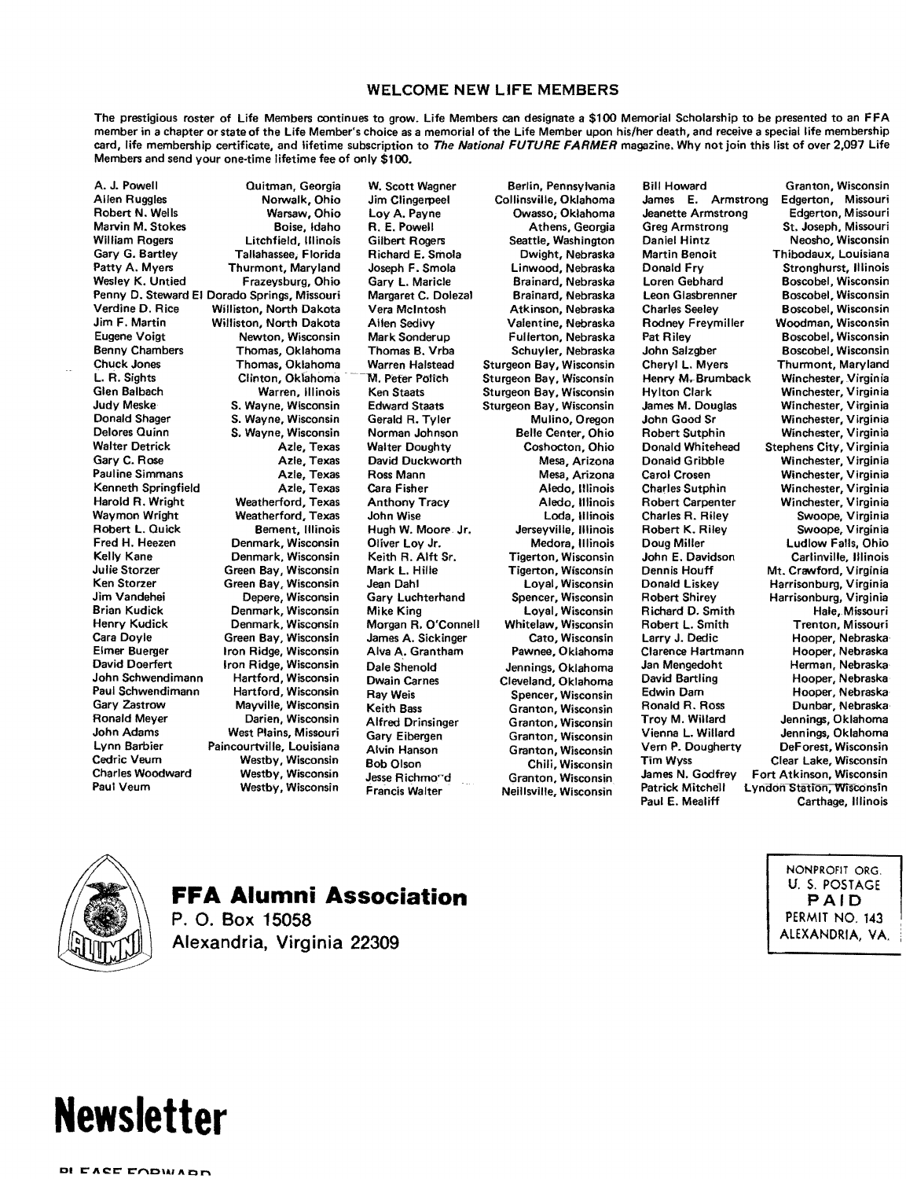## WELCOME NEW LIFE MEMBERS

The prestigious roster of Life Members continues to grow. Life Members can designate a $100 Memorial Scholarship to be presented to an FFA member in a chapter or state of the Life Member's choice as a memorial of the Life Member upon his/her death, and receive a special life membership card, life membership certificate, and lifetime subscription to *The National FUTURE FARMER* magazine. Why not join this list of over 2,097 Life Members and send your one-time lifetime fee of only $100.

| | |
|---|---|
| A. J. Powell | Quitman, Georgia |
| Allen Ruggles | Norwalk, Ohio |
| Robert N. Wells | Warsaw, Ohio |
| Marvin M. Stokes | Boise, Idaho |
| William Rogers | Litchfield, Illinois |
| Gary G. Bartley | Tallahassee, Florida |
| Patty A. Myers | Thurmont, Maryland |
| Wesley K. Untied | Frazeysburg, Ohio |
| Penny D. Steward | El Dorado Springs, Missouri |
| Verdine D. Rice | Williston, North Dakota |
| Jim F. Martin | Williston, North Dakota |
| Eugene Voigt | Newton, Wisconsin |
| Benny Chambers | Thomas, Oklahoma |
| Chuck Jones | Thomas, Oklahoma |
| L. R. Sights | Clinton, Oklahoma |
| Glen Balbach | Warren, Illinois |
| Judy Meske | S. Wayne, Wisconsin |
| Donald Shager | S. Wayne, Wisconsin |
| Delores Quinn | S. Wayne, Wisconsin |
| Walter Detrick | Azle, Texas |
| Gary C. Rose | Azle, Texas |
| Pauline Simmans | Azle, Texas |
| Kenneth Springfield | Azle, Texas |
| Harold R. Wright | Weatherford, Texas |
| Waymon Wright | Weatherford, Texas |
| Robert L. Quick | Bement, Illinois |
| Fred H. Heezen | Denmark, Wisconsin |
| Kelly Kane | Denmark, Wisconsin |
| Julie Storzer | Green Bay, Wisconsin |
| Ken Storzer | Green Bay, Wisconsin |
| Jim Vandehei | Depere, Wisconsin |
| Brian Kudick | Denmark, Wisconsin |
| Henry Kudick | Denmark, Wisconsin |
| Cara Doyle | Green Bay, Wisconsin |
| Elmer Buerger | Iron Ridge, Wisconsin |
| David Doerfert | Iron Ridge, Wisconsin |
| John Schwendimann | Hartford, Wisconsin |
| Paul Schwendimann | Hartford, Wisconsin |
| Gary Zastrow | Mayville, Wisconsin |
| Ronald Meyer | Darien, Wisconsin |
| John Adams | West Plains, Missouri |
| Lynn Barbier | Paincourtville, Louisiana |
| Cedric Veum | Westby, Wisconsin |
| Charles Woodward | Westby, Wisconsin |
| Paul Veum | Westby, Wisconsin |
| W. Scott Wagner | Berlin, Pennsylvania |
| Jim Clingerpeel | Collinsville, Oklahoma |
| Loy A. Payne | Owasso, Oklahoma |
| R. E. Powell | Athens, Georgia |
| Gilbert Rogers | Seattle, Washington |
| Richard E. Smola | Dwight, Nebraska |
| Joseph F. Smola | Linwood, Nebraska |
| Gary L. Maricle | Brainard, Nebraska |
| Margaret C. Dolezal | Brainard, Nebraska |
| Vera McIntosh | Atkinson, Nebraska |
| Allen Sedivy | Valentine, Nebraska |
| Mark Sonderup | Fullerton, Nebraska |
| Thomas B. Vrba | Schuyler, Nebraska |
| Warren Halstead | Sturgeon Bay, Wisconsin |
| M. Peter Polich | Sturgeon Bay, Wisconsin |
| Ken Staats | Sturgeon Bay, Wisconsin |
| Edward Staats | Sturgeon Bay, Wisconsin |
| Gerald R. Tyler | Mulino, Oregon |
| Norman Johnson | Belle Center, Ohio |
| Walter Doughty | Coshocton, Ohio |
| David Duckworth | Mesa, Arizona |
| Ross Mann | Mesa, Arizona |
| Cara Fisher | Aledo, Illinois |
| Anthony Tracy | Aledo, Illinois |
| John Wise | Loda, Illinois |
| Hugh W. Moore Jr. | Jerseyville, Illinois |
| Oliver Loy Jr. | Medora, Illinois |
| Keith R. Alft Sr. | Tigerton, Wisconsin |
| Mark L. Hille | Tigerton, Wisconsin |
| Jean Dahl | Loyal, Wisconsin |
| Gary Luchterhand | Spencer, Wisconsin |
| Mike King | Loyal, Wisconsin |
| Morgan R. O'Connell | Whitelaw, Wisconsin |
| James A. Sickinger | Cato, Wisconsin |
| Alva A. Grantham | Pawnee, Oklahoma |
| Dale Shenold | Jennings, Oklahoma |
| Dwain Carnes | Cleveland, Oklahoma |
| Ray Weis | Spencer, Wisconsin |
| Keith Bass | Granton, Wisconsin |
| Alfred Drinsinger | Granton, Wisconsin |
| Gary Eibergen | Granton, Wisconsin |
| Alvin Hanson | Granton, Wisconsin |
| Bob Olson | Chili, Wisconsin |
| Jesse Richmond | Granton, Wisconsin |
| Francis Walter | Neillsville, Wisconsin |
| Bill Howard | Granton, Wisconsin |
| James E. Armstrong | Edgerton, Missouri |
| Jeanette Armstrong | Edgerton, Missouri |
| Greg Armstrong | St. Joseph, Missouri |
| Daniel Hintz | Neosho, Wisconsin |
| Martin Benoit | Thibodaux, Louisiana |
| Donald Fry | Stronghurst, Illinois |
| Loren Gebhard | Boscobel, Wisconsin |
| Leon Glasbrenner | Boscobel, Wisconsin |
| Charles Seeley | Boscobel, Wisconsin |
| Rodney Freymiller | Woodman, Wisconsin |
| Pat Riley | Boscobel, Wisconsin |
| John Salzgber | Boscobel, Wisconsin |
| Cheryl L. Myers | Thurmont, Maryland |
| Henry M. Brumback | Winchester, Virginia |
| Hylton Clark | Winchester, Virginia |
| James M. Douglas | Winchester, Virginia |
| John Good Sr | Winchester, Virginia |
| Robert Sutphin | Winchester, Virginia |
| Donald Whitehead | Stephens City, Virginia |
| Donald Gribble | Winchester, Virginia |
| Carol Crosen | Winchester, Virginia |
| Charles Sutphin | Winchester, Virginia |
| Robert Carpenter | Winchester, Virginia |
| Charles R. Riley | Swoope, Virginia |
| Robert K. Riley | Swoope, Virginia |
| Doug Miller | Ludlow Falls, Ohio |
| John E. Davidson | Carlinville, Illinois |
| Dennis Houff | Mt. Crawford, Virginia |
| Donald Liskey | Harrisonburg, Virginia |
| Robert Shirey | Harrisonburg, Virginia |
| Richard D. Smith | Hale, Missouri |
| Robert L. Smith | Trenton, Missouri |
| Larry J. Dedic | Hooper, Nebraska |
| Clarence Hartmann | Hooper, Nebraska |
| Jan Mengedoht | Herman, Nebraska |
| David Bartling | Hooper, Nebraska |
| Edwin Dam | Hooper, Nebraska |
| Ronald R. Ross | Dunbar, Nebraska |
| Troy M. Willard | Jennings, Oklahoma |
| Vienna L. Willard | Jennings, Oklahoma |
| Vern P. Dougherty | DeForest, Wisconsin |
| Tim Wyss | Clear Lake, Wisconsin |
| James N. Godfrey | Fort Atkinson, Wisconsin |
| Patrick Mitchell | Lyndon Station, Wisconsin |
| Paul E. Mealiff | Carthage, Illinois |

**FFA Alumni Association**
P. O. Box 15058
Alexandria, Virginia 22309

NONPROFIT ORG.
U. S. POSTAGE
PAID
PERMIT NO. 143
ALEXANDRIA, VA.

# Newsletter

PLEASE FORWARD